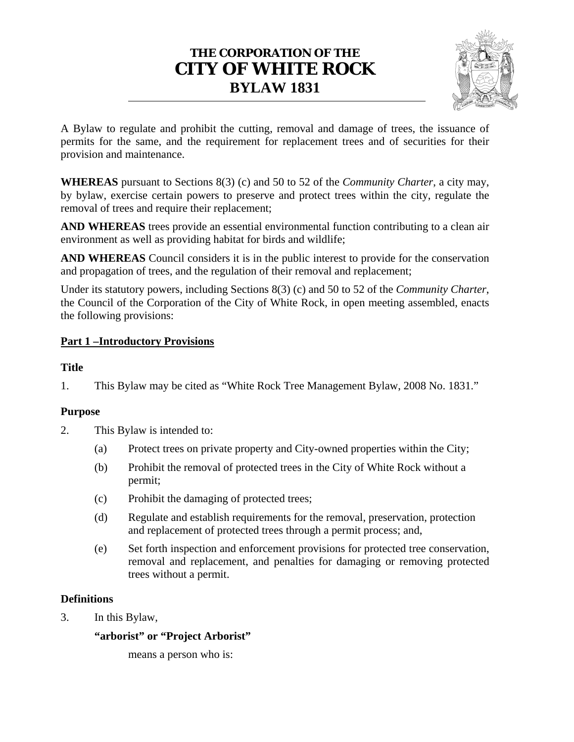# THE CORPORATION OF THE
# CITY OF WHITE ROCK
## BYLAW 1831

A Bylaw to regulate and prohibit the cutting, removal and damage of trees, the issuance of permits for the same, and the requirement for replacement trees and of securities for their provision and maintenance.

**WHEREAS** pursuant to Sections 8(3) (c) and 50 to 52 of the *Community Charter*, a city may, by bylaw, exercise certain powers to preserve and protect trees within the city, regulate the removal of trees and require their replacement;

**AND WHEREAS** trees provide an essential environmental function contributing to a clean air environment as well as providing habitat for birds and wildlife;

**AND WHEREAS** Council considers it is in the public interest to provide for the conservation and propagation of trees, and the regulation of their removal and replacement;

Under its statutory powers, including Sections 8(3) (c) and 50 to 52 of the *Community Charter*, the Council of the Corporation of the City of White Rock, in open meeting assembled, enacts the following provisions:

## Part 1 –Introductory Provisions

### Title

1. This Bylaw may be cited as "White Rock Tree Management Bylaw, 2008 No. 1831."

### Purpose

2. This Bylaw is intended to:

   (a) Protect trees on private property and City-owned properties within the City;

   (b) Prohibit the removal of protected trees in the City of White Rock without a permit;

   (c) Prohibit the damaging of protected trees;

   (d) Regulate and establish requirements for the removal, preservation, protection and replacement of protected trees through a permit process; and,

   (e) Set forth inspection and enforcement provisions for protected tree conservation, removal and replacement, and penalties for damaging or removing protected trees without a permit.

### Definitions

3. In this Bylaw,

   **"arborist" or "Project Arborist"**

   means a person who is: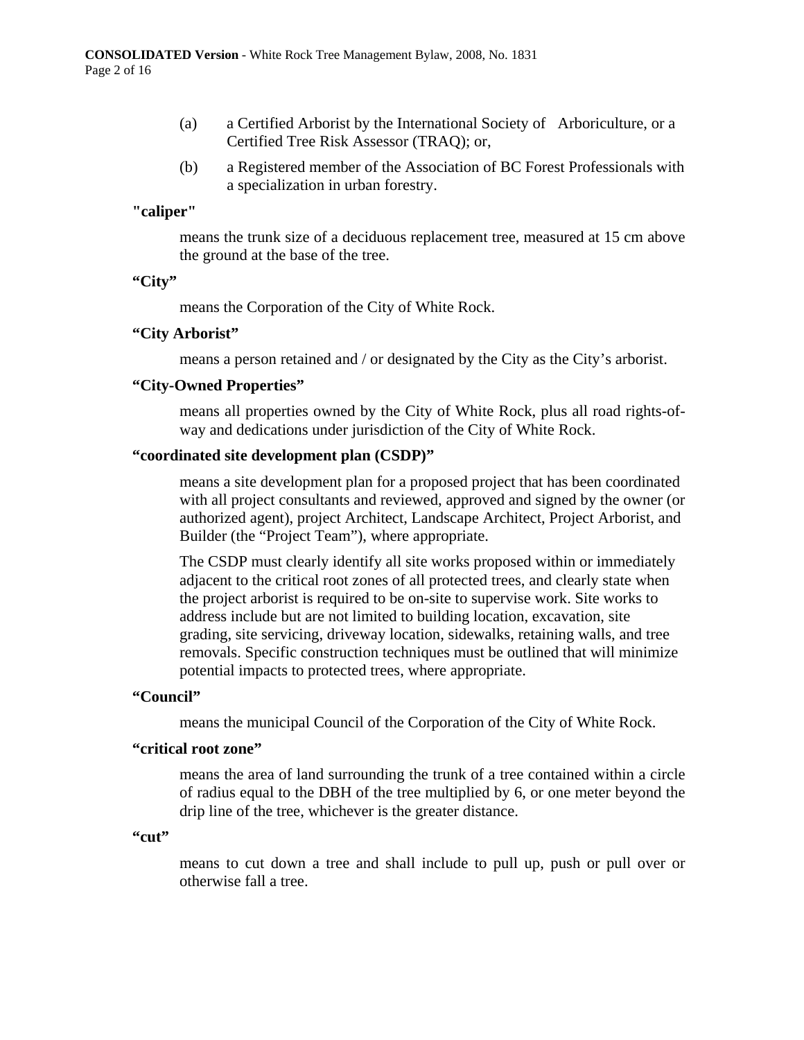(a) a Certified Arborist by the International Society of Arboriculture, or a Certified Tree Risk Assessor (TRAQ); or,

(b) a Registered member of the Association of BC Forest Professionals with a specialization in urban forestry.

**"caliper"**

means the trunk size of a deciduous replacement tree, measured at 15 cm above the ground at the base of the tree.

**"City"**

means the Corporation of the City of White Rock.

**"City Arborist"**

means a person retained and / or designated by the City as the City's arborist.

**"City-Owned Properties"**

means all properties owned by the City of White Rock, plus all road rights-of-way and dedications under jurisdiction of the City of White Rock.

**"coordinated site development plan (CSDP)"**

means a site development plan for a proposed project that has been coordinated with all project consultants and reviewed, approved and signed by the owner (or authorized agent), project Architect, Landscape Architect, Project Arborist, and Builder (the "Project Team"), where appropriate.

The CSDP must clearly identify all site works proposed within or immediately adjacent to the critical root zones of all protected trees, and clearly state when the project arborist is required to be on-site to supervise work. Site works to address include but are not limited to building location, excavation, site grading, site servicing, driveway location, sidewalks, retaining walls, and tree removals. Specific construction techniques must be outlined that will minimize potential impacts to protected trees, where appropriate.

**"Council"**

means the municipal Council of the Corporation of the City of White Rock.

**"critical root zone"**

means the area of land surrounding the trunk of a tree contained within a circle of radius equal to the DBH of the tree multiplied by 6, or one meter beyond the drip line of the tree, whichever is the greater distance.

**"cut"**

means to cut down a tree and shall include to pull up, push or pull over or otherwise fall a tree.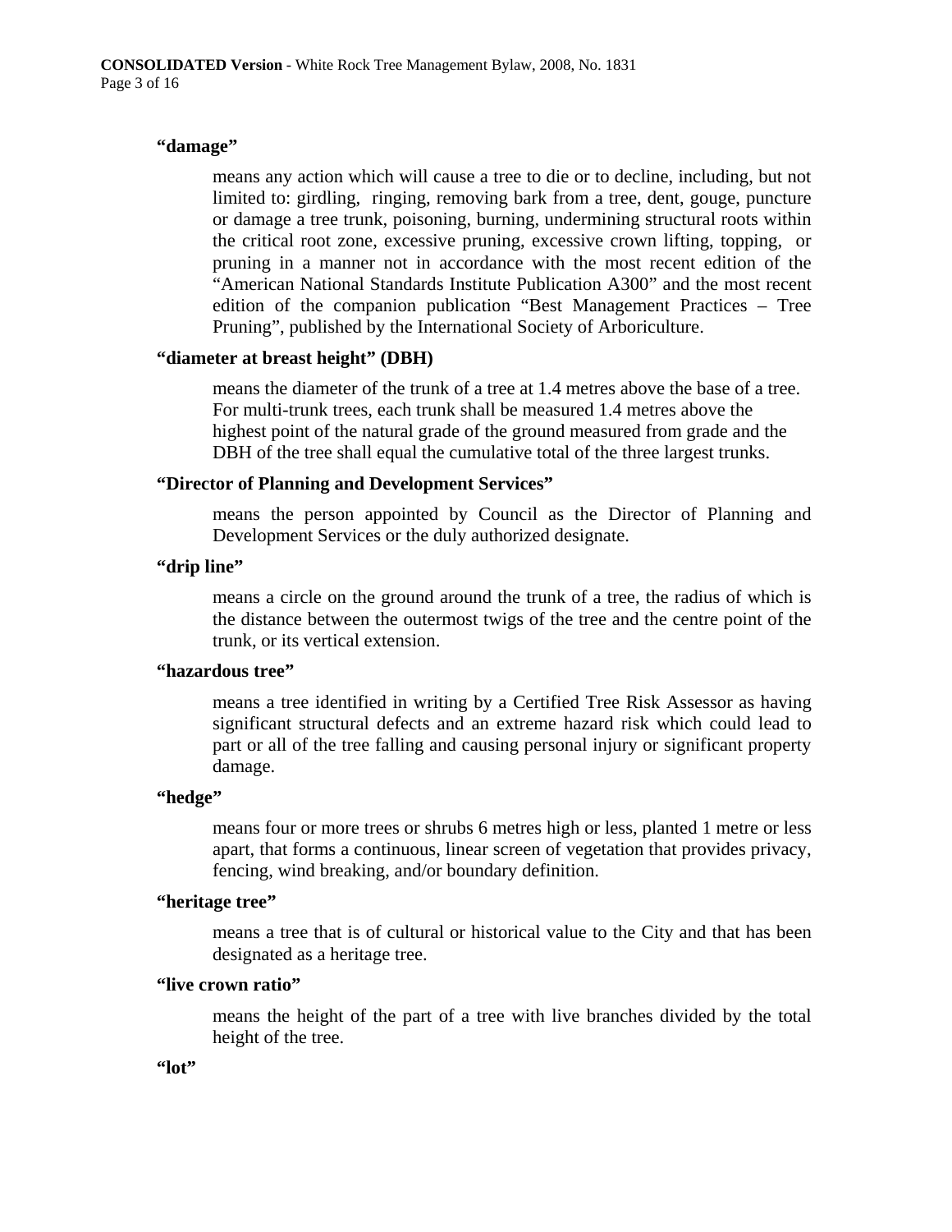**“damage”**

means any action which will cause a tree to die or to decline, including, but not limited to: girdling, ringing, removing bark from a tree, dent, gouge, puncture or damage a tree trunk, poisoning, burning, undermining structural roots within the critical root zone, excessive pruning, excessive crown lifting, topping, or pruning in a manner not in accordance with the most recent edition of the “American National Standards Institute Publication A300” and the most recent edition of the companion publication “Best Management Practices – Tree Pruning”, published by the International Society of Arboriculture.

**“diameter at breast height” (DBH)**

means the diameter of the trunk of a tree at 1.4 metres above the base of a tree. For multi-trunk trees, each trunk shall be measured 1.4 metres above the highest point of the natural grade of the ground measured from grade and the DBH of the tree shall equal the cumulative total of the three largest trunks.

**“Director of Planning and Development Services”**

means the person appointed by Council as the Director of Planning and Development Services or the duly authorized designate.

**“drip line”**

means a circle on the ground around the trunk of a tree, the radius of which is the distance between the outermost twigs of the tree and the centre point of the trunk, or its vertical extension.

**“hazardous tree”**

means a tree identified in writing by a Certified Tree Risk Assessor as having significant structural defects and an extreme hazard risk which could lead to part or all of the tree falling and causing personal injury or significant property damage.

**“hedge”**

means four or more trees or shrubs 6 metres high or less, planted 1 metre or less apart, that forms a continuous, linear screen of vegetation that provides privacy, fencing, wind breaking, and/or boundary definition.

**“heritage tree”**

means a tree that is of cultural or historical value to the City and that has been designated as a heritage tree.

**“live crown ratio”**

means the height of the part of a tree with live branches divided by the total height of the tree.

**“lot”**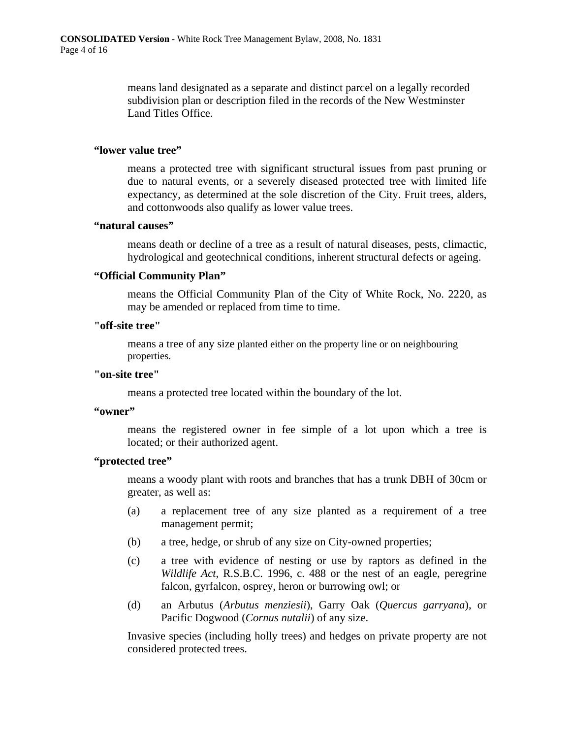means land designated as a separate and distinct parcel on a legally recorded subdivision plan or description filed in the records of the New Westminster Land Titles Office.

**“lower value tree”**

means a protected tree with significant structural issues from past pruning or due to natural events, or a severely diseased protected tree with limited life expectancy, as determined at the sole discretion of the City. Fruit trees, alders, and cottonwoods also qualify as lower value trees.

**“natural causes”**

means death or decline of a tree as a result of natural diseases, pests, climactic, hydrological and geotechnical conditions, inherent structural defects or ageing.

**“Official Community Plan”**

means the Official Community Plan of the City of White Rock, No. 2220, as may be amended or replaced from time to time.

**"off-site tree"**

means a tree of any size planted either on the property line or on neighbouring properties.

**"on-site tree"**

means a protected tree located within the boundary of the lot.

**“owner”**

means the registered owner in fee simple of a lot upon which a tree is located; or their authorized agent.

**“protected tree”**

means a woody plant with roots and branches that has a trunk DBH of 30cm or greater, as well as:

(a) a replacement tree of any size planted as a requirement of a tree management permit;

(b) a tree, hedge, or shrub of any size on City-owned properties;

(c) a tree with evidence of nesting or use by raptors as defined in the *Wildlife Act*, R.S.B.C. 1996, c. 488 or the nest of an eagle, peregrine falcon, gyrfalcon, osprey, heron or burrowing owl; or

(d) an Arbutus (*Arbutus menziesii*), Garry Oak (*Quercus garryana*), or Pacific Dogwood (*Cornus nutalii*) of any size.

Invasive species (including holly trees) and hedges on private property are not considered protected trees.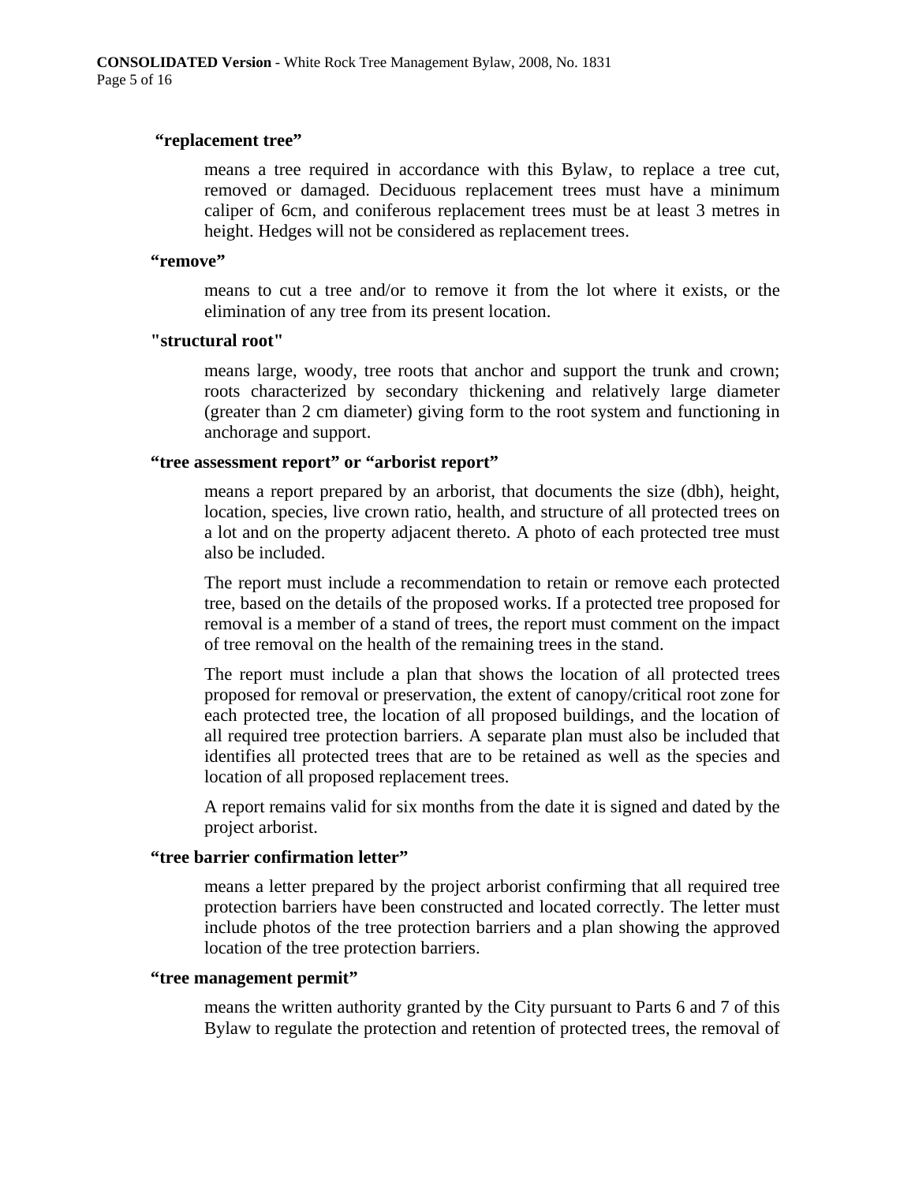**"replacement tree"**

means a tree required in accordance with this Bylaw, to replace a tree cut, removed or damaged. Deciduous replacement trees must have a minimum caliper of 6cm, and coniferous replacement trees must be at least 3 metres in height. Hedges will not be considered as replacement trees.

**"remove"**

means to cut a tree and/or to remove it from the lot where it exists, or the elimination of any tree from its present location.

**"structural root"**

means large, woody, tree roots that anchor and support the trunk and crown; roots characterized by secondary thickening and relatively large diameter (greater than 2 cm diameter) giving form to the root system and functioning in anchorage and support.

**"tree assessment report" or "arborist report"**

means a report prepared by an arborist, that documents the size (dbh), height, location, species, live crown ratio, health, and structure of all protected trees on a lot and on the property adjacent thereto. A photo of each protected tree must also be included.

The report must include a recommendation to retain or remove each protected tree, based on the details of the proposed works. If a protected tree proposed for removal is a member of a stand of trees, the report must comment on the impact of tree removal on the health of the remaining trees in the stand.

The report must include a plan that shows the location of all protected trees proposed for removal or preservation, the extent of canopy/critical root zone for each protected tree, the location of all proposed buildings, and the location of all required tree protection barriers. A separate plan must also be included that identifies all protected trees that are to be retained as well as the species and location of all proposed replacement trees.

A report remains valid for six months from the date it is signed and dated by the project arborist.

**"tree barrier confirmation letter"**

means a letter prepared by the project arborist confirming that all required tree protection barriers have been constructed and located correctly. The letter must include photos of the tree protection barriers and a plan showing the approved location of the tree protection barriers.

**"tree management permit"**

means the written authority granted by the City pursuant to Parts 6 and 7 of this Bylaw to regulate the protection and retention of protected trees, the removal of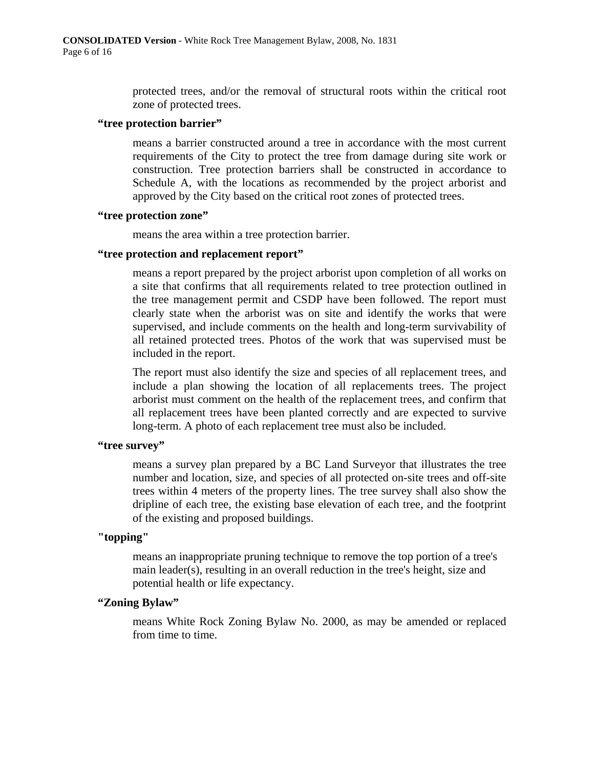protected trees, and/or the removal of structural roots within the critical root zone of protected trees.

**“tree protection barrier”**

means a barrier constructed around a tree in accordance with the most current requirements of the City to protect the tree from damage during site work or construction. Tree protection barriers shall be constructed in accordance to Schedule A, with the locations as recommended by the project arborist and approved by the City based on the critical root zones of protected trees.

**“tree protection zone”**

means the area within a tree protection barrier.

**“tree protection and replacement report”**

means a report prepared by the project arborist upon completion of all works on a site that confirms that all requirements related to tree protection outlined in the tree management permit and CSDP have been followed. The report must clearly state when the arborist was on site and identify the works that were supervised, and include comments on the health and long-term survivability of all retained protected trees. Photos of the work that was supervised must be included in the report.

The report must also identify the size and species of all replacement trees, and include a plan showing the location of all replacements trees. The project arborist must comment on the health of the replacement trees, and confirm that all replacement trees have been planted correctly and are expected to survive long-term. A photo of each replacement tree must also be included.

**“tree survey”**

means a survey plan prepared by a BC Land Surveyor that illustrates the tree number and location, size, and species of all protected on-site trees and off-site trees within 4 meters of the property lines. The tree survey shall also show the dripline of each tree, the existing base elevation of each tree, and the footprint of the existing and proposed buildings.

**"topping"**

means an inappropriate pruning technique to remove the top portion of a tree's main leader(s), resulting in an overall reduction in the tree's height, size and potential health or life expectancy.

**“Zoning Bylaw”**

means White Rock Zoning Bylaw No. 2000, as may be amended or replaced from time to time.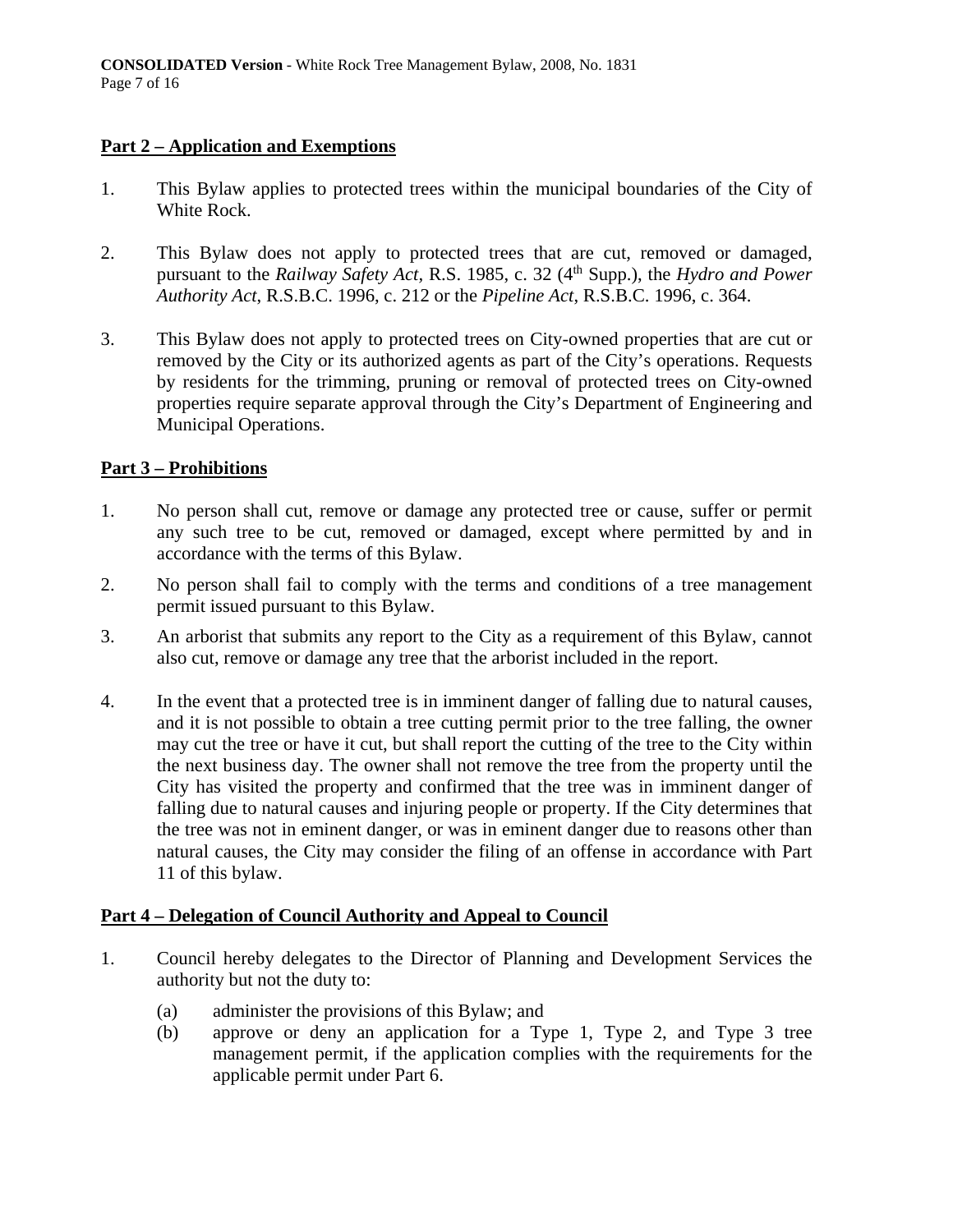## Part 2 – Application and Exemptions

1. This Bylaw applies to protected trees within the municipal boundaries of the City of White Rock.

2. This Bylaw does not apply to protected trees that are cut, removed or damaged, pursuant to the *Railway Safety Act*, R.S. 1985, c. 32 (4th Supp.), the *Hydro and Power Authority Act*, R.S.B.C. 1996, c. 212 or the *Pipeline Act*, R.S.B.C. 1996, c. 364.

3. This Bylaw does not apply to protected trees on City-owned properties that are cut or removed by the City or its authorized agents as part of the City's operations. Requests by residents for the trimming, pruning or removal of protected trees on City-owned properties require separate approval through the City's Department of Engineering and Municipal Operations.

## Part 3 – Prohibitions

1. No person shall cut, remove or damage any protected tree or cause, suffer or permit any such tree to be cut, removed or damaged, except where permitted by and in accordance with the terms of this Bylaw.

2. No person shall fail to comply with the terms and conditions of a tree management permit issued pursuant to this Bylaw.

3. An arborist that submits any report to the City as a requirement of this Bylaw, cannot also cut, remove or damage any tree that the arborist included in the report.

4. In the event that a protected tree is in imminent danger of falling due to natural causes, and it is not possible to obtain a tree cutting permit prior to the tree falling, the owner may cut the tree or have it cut, but shall report the cutting of the tree to the City within the next business day. The owner shall not remove the tree from the property until the City has visited the property and confirmed that the tree was in imminent danger of falling due to natural causes and injuring people or property. If the City determines that the tree was not in eminent danger, or was in eminent danger due to reasons other than natural causes, the City may consider the filing of an offense in accordance with Part 11 of this bylaw.

## Part 4 – Delegation of Council Authority and Appeal to Council

1. Council hereby delegates to the Director of Planning and Development Services the authority but not the duty to:

   (a) administer the provisions of this Bylaw; and

   (b) approve or deny an application for a Type 1, Type 2, and Type 3 tree management permit, if the application complies with the requirements for the applicable permit under Part 6.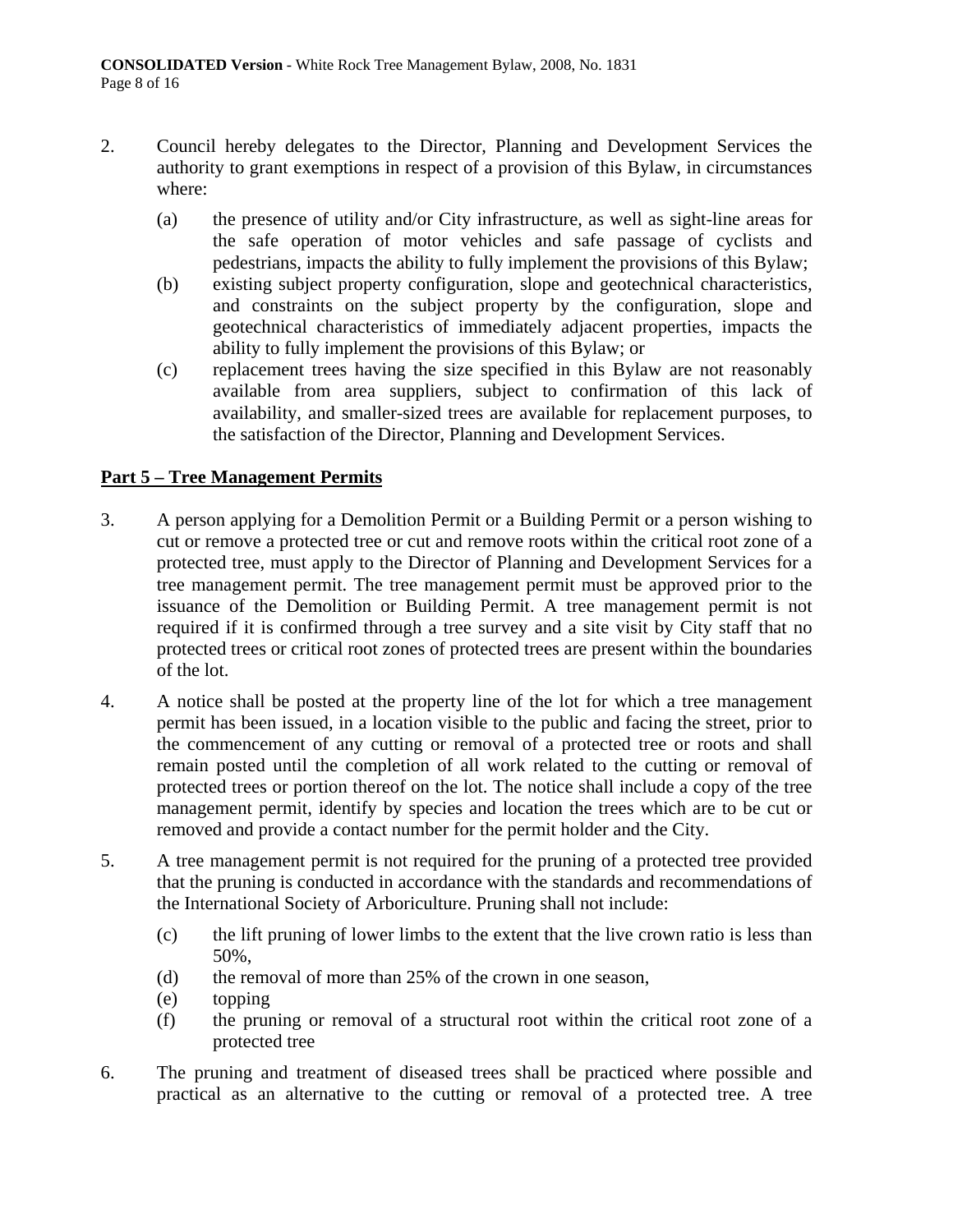2. Council hereby delegates to the Director, Planning and Development Services the authority to grant exemptions in respect of a provision of this Bylaw, in circumstances where:

   (a) the presence of utility and/or City infrastructure, as well as sight-line areas for the safe operation of motor vehicles and safe passage of cyclists and pedestrians, impacts the ability to fully implement the provisions of this Bylaw;

   (b) existing subject property configuration, slope and geotechnical characteristics, and constraints on the subject property by the configuration, slope and geotechnical characteristics of immediately adjacent properties, impacts the ability to fully implement the provisions of this Bylaw; or

   (c) replacement trees having the size specified in this Bylaw are not reasonably available from area suppliers, subject to confirmation of this lack of availability, and smaller-sized trees are available for replacement purposes, to the satisfaction of the Director, Planning and Development Services.

## Part 5 – Tree Management Permits

3. A person applying for a Demolition Permit or a Building Permit or a person wishing to cut or remove a protected tree or cut and remove roots within the critical root zone of a protected tree, must apply to the Director of Planning and Development Services for a tree management permit. The tree management permit must be approved prior to the issuance of the Demolition or Building Permit. A tree management permit is not required if it is confirmed through a tree survey and a site visit by City staff that no protected trees or critical root zones of protected trees are present within the boundaries of the lot.

4. A notice shall be posted at the property line of the lot for which a tree management permit has been issued, in a location visible to the public and facing the street, prior to the commencement of any cutting or removal of a protected tree or roots and shall remain posted until the completion of all work related to the cutting or removal of protected trees or portion thereof on the lot. The notice shall include a copy of the tree management permit, identify by species and location the trees which are to be cut or removed and provide a contact number for the permit holder and the City.

5. A tree management permit is not required for the pruning of a protected tree provided that the pruning is conducted in accordance with the standards and recommendations of the International Society of Arboriculture. Pruning shall not include:

   (c) the lift pruning of lower limbs to the extent that the live crown ratio is less than 50%,

   (d) the removal of more than 25% of the crown in one season,

   (e) topping

   (f) the pruning or removal of a structural root within the critical root zone of a protected tree

6. The pruning and treatment of diseased trees shall be practiced where possible and practical as an alternative to the cutting or removal of a protected tree. A tree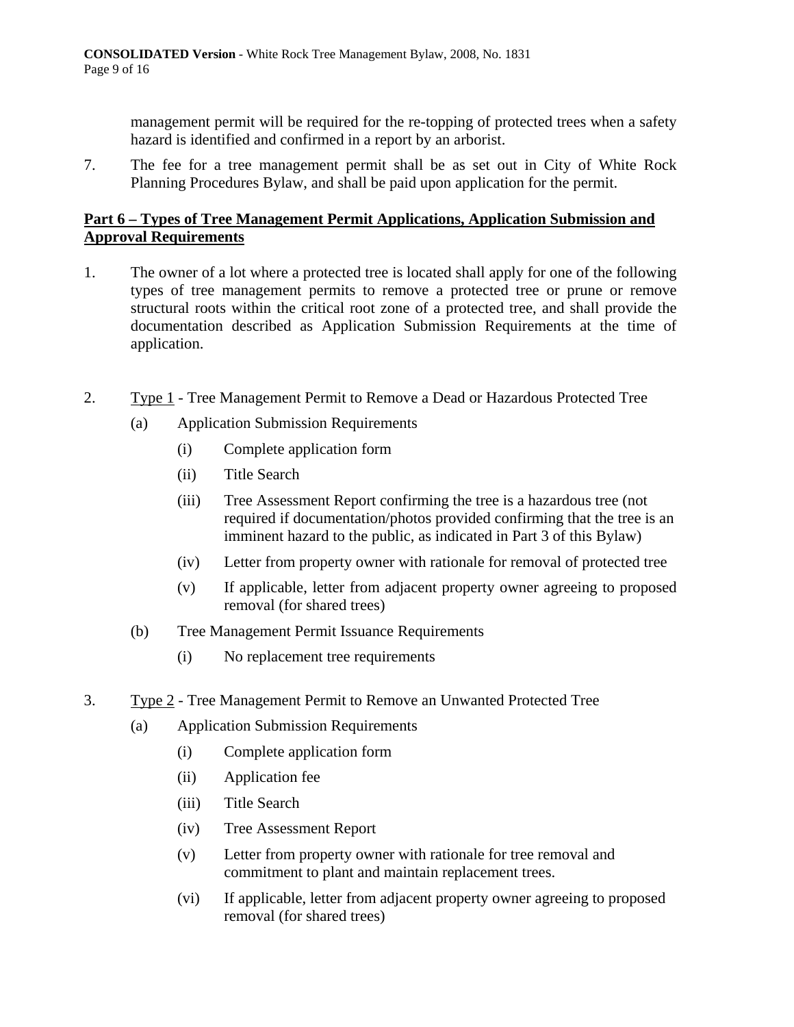management permit will be required for the re-topping of protected trees when a safety hazard is identified and confirmed in a report by an arborist.

7. The fee for a tree management permit shall be as set out in City of White Rock Planning Procedures Bylaw, and shall be paid upon application for the permit.

## Part 6 – Types of Tree Management Permit Applications, Application Submission and Approval Requirements

1. The owner of a lot where a protected tree is located shall apply for one of the following types of tree management permits to remove a protected tree or prune or remove structural roots within the critical root zone of a protected tree, and shall provide the documentation described as Application Submission Requirements at the time of application.

2. Type 1 - Tree Management Permit to Remove a Dead or Hazardous Protected Tree

   (a) Application Submission Requirements

      (i) Complete application form

      (ii) Title Search

      (iii) Tree Assessment Report confirming the tree is a hazardous tree (not required if documentation/photos provided confirming that the tree is an imminent hazard to the public, as indicated in Part 3 of this Bylaw)

      (iv) Letter from property owner with rationale for removal of protected tree

      (v) If applicable, letter from adjacent property owner agreeing to proposed removal (for shared trees)

   (b) Tree Management Permit Issuance Requirements

      (i) No replacement tree requirements

3. Type 2 - Tree Management Permit to Remove an Unwanted Protected Tree

   (a) Application Submission Requirements

      (i) Complete application form

      (ii) Application fee

      (iii) Title Search

      (iv) Tree Assessment Report

      (v) Letter from property owner with rationale for tree removal and commitment to plant and maintain replacement trees.

      (vi) If applicable, letter from adjacent property owner agreeing to proposed removal (for shared trees)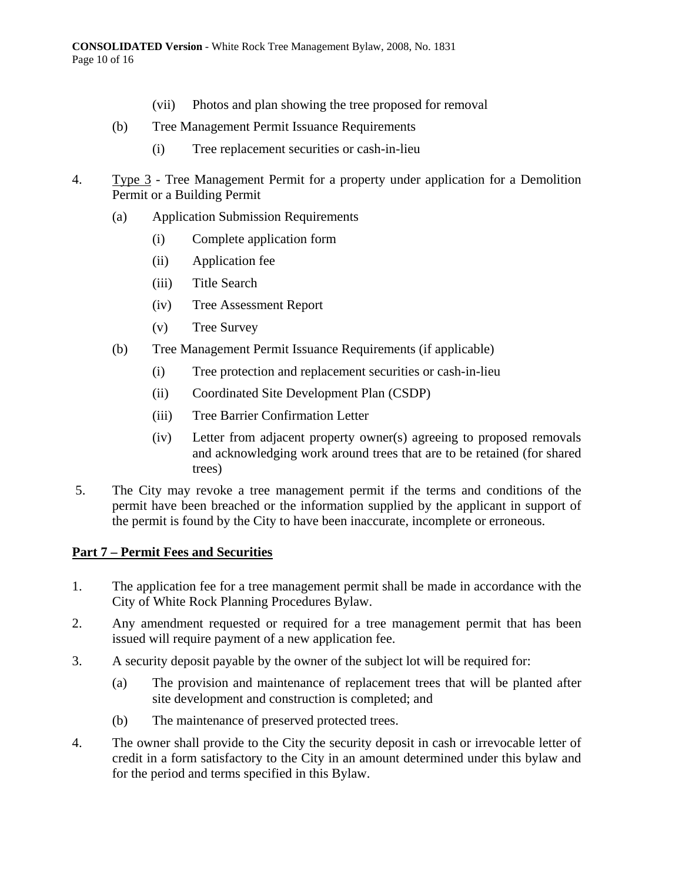(vii) Photos and plan showing the tree proposed for removal

(b) Tree Management Permit Issuance Requirements

(i) Tree replacement securities or cash-in-lieu

4. <u>Type 3</u> - Tree Management Permit for a property under application for a Demolition Permit or a Building Permit

(a) Application Submission Requirements

(i) Complete application form

(ii) Application fee

(iii) Title Search

(iv) Tree Assessment Report

(v) Tree Survey

(b) Tree Management Permit Issuance Requirements (if applicable)

(i) Tree protection and replacement securities or cash-in-lieu

(ii) Coordinated Site Development Plan (CSDP)

(iii) Tree Barrier Confirmation Letter

(iv) Letter from adjacent property owner(s) agreeing to proposed removals and acknowledging work around trees that are to be retained (for shared trees)

5. The City may revoke a tree management permit if the terms and conditions of the permit have been breached or the information supplied by the applicant in support of the permit is found by the City to have been inaccurate, incomplete or erroneous.

## Part 7 – Permit Fees and Securities

1. The application fee for a tree management permit shall be made in accordance with the City of White Rock Planning Procedures Bylaw.

2. Any amendment requested or required for a tree management permit that has been issued will require payment of a new application fee.

3. A security deposit payable by the owner of the subject lot will be required for:

(a) The provision and maintenance of replacement trees that will be planted after site development and construction is completed; and

(b) The maintenance of preserved protected trees.

4. The owner shall provide to the City the security deposit in cash or irrevocable letter of credit in a form satisfactory to the City in an amount determined under this bylaw and for the period and terms specified in this Bylaw.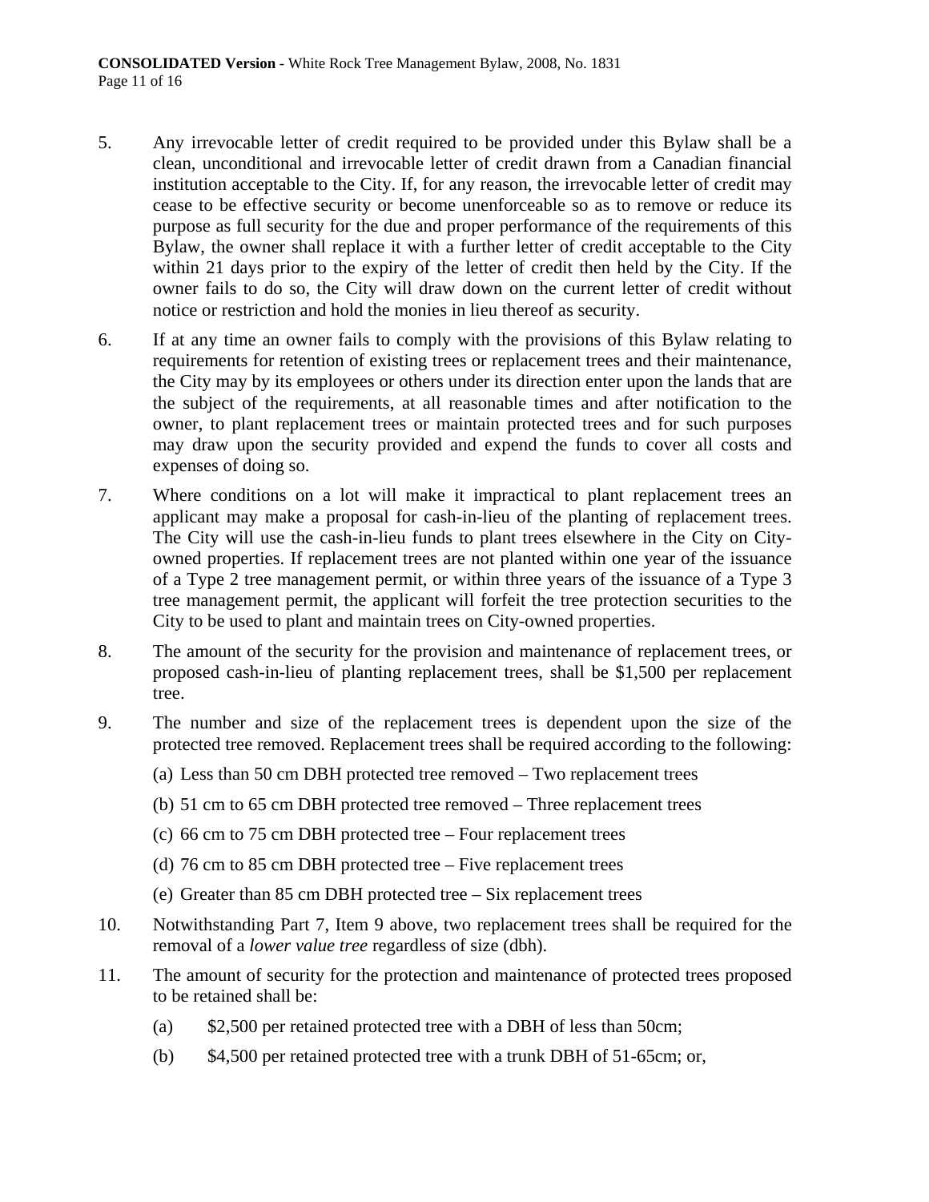5. Any irrevocable letter of credit required to be provided under this Bylaw shall be a clean, unconditional and irrevocable letter of credit drawn from a Canadian financial institution acceptable to the City. If, for any reason, the irrevocable letter of credit may cease to be effective security or become unenforceable so as to remove or reduce its purpose as full security for the due and proper performance of the requirements of this Bylaw, the owner shall replace it with a further letter of credit acceptable to the City within 21 days prior to the expiry of the letter of credit then held by the City. If the owner fails to do so, the City will draw down on the current letter of credit without notice or restriction and hold the monies in lieu thereof as security.

6. If at any time an owner fails to comply with the provisions of this Bylaw relating to requirements for retention of existing trees or replacement trees and their maintenance, the City may by its employees or others under its direction enter upon the lands that are the subject of the requirements, at all reasonable times and after notification to the owner, to plant replacement trees or maintain protected trees and for such purposes may draw upon the security provided and expend the funds to cover all costs and expenses of doing so.

7. Where conditions on a lot will make it impractical to plant replacement trees an applicant may make a proposal for cash-in-lieu of the planting of replacement trees. The City will use the cash-in-lieu funds to plant trees elsewhere in the City on City-owned properties. If replacement trees are not planted within one year of the issuance of a Type 2 tree management permit, or within three years of the issuance of a Type 3 tree management permit, the applicant will forfeit the tree protection securities to the City to be used to plant and maintain trees on City-owned properties.

8. The amount of the security for the provision and maintenance of replacement trees, or proposed cash-in-lieu of planting replacement trees, shall be $1,500 per replacement tree.

9. The number and size of the replacement trees is dependent upon the size of the protected tree removed. Replacement trees shall be required according to the following:

   (a) Less than 50 cm DBH protected tree removed – Two replacement trees

   (b) 51 cm to 65 cm DBH protected tree removed – Three replacement trees

   (c) 66 cm to 75 cm DBH protected tree – Four replacement trees

   (d) 76 cm to 85 cm DBH protected tree – Five replacement trees

   (e) Greater than 85 cm DBH protected tree – Six replacement trees

10. Notwithstanding Part 7, Item 9 above, two replacement trees shall be required for the removal of a *lower value tree* regardless of size (dbh).

11. The amount of security for the protection and maintenance of protected trees proposed to be retained shall be:

    (a) $2,500 per retained protected tree with a DBH of less than 50cm;

    (b) $4,500 per retained protected tree with a trunk DBH of 51-65cm; or,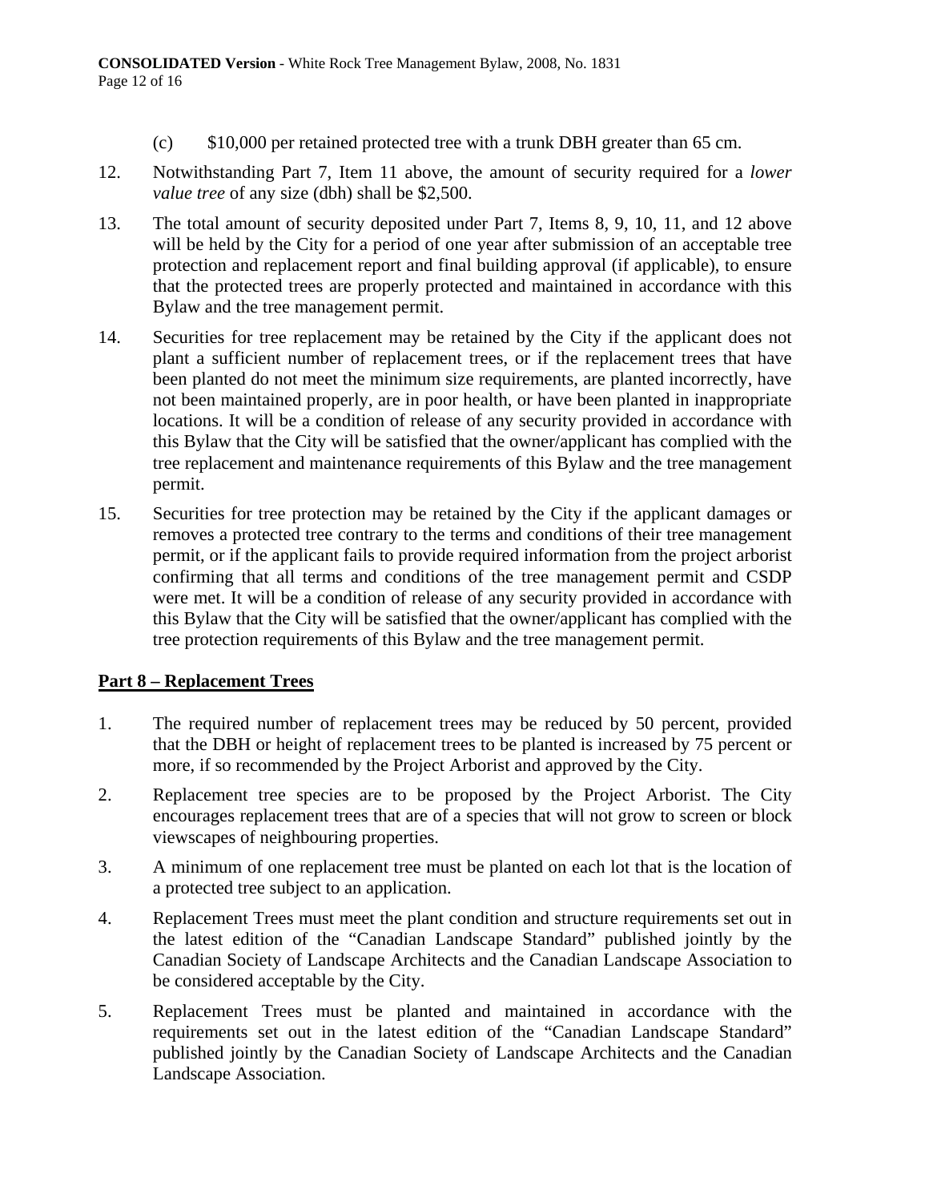(c) $10,000 per retained protected tree with a trunk DBH greater than 65 cm.

12. Notwithstanding Part 7, Item 11 above, the amount of security required for a *lower value tree* of any size (dbh) shall be $2,500.

13. The total amount of security deposited under Part 7, Items 8, 9, 10, 11, and 12 above will be held by the City for a period of one year after submission of an acceptable tree protection and replacement report and final building approval (if applicable), to ensure that the protected trees are properly protected and maintained in accordance with this Bylaw and the tree management permit.

14. Securities for tree replacement may be retained by the City if the applicant does not plant a sufficient number of replacement trees, or if the replacement trees that have been planted do not meet the minimum size requirements, are planted incorrectly, have not been maintained properly, are in poor health, or have been planted in inappropriate locations. It will be a condition of release of any security provided in accordance with this Bylaw that the City will be satisfied that the owner/applicant has complied with the tree replacement and maintenance requirements of this Bylaw and the tree management permit.

15. Securities for tree protection may be retained by the City if the applicant damages or removes a protected tree contrary to the terms and conditions of their tree management permit, or if the applicant fails to provide required information from the project arborist confirming that all terms and conditions of the tree management permit and CSDP were met. It will be a condition of release of any security provided in accordance with this Bylaw that the City will be satisfied that the owner/applicant has complied with the tree protection requirements of this Bylaw and the tree management permit.

## Part 8 – Replacement Trees

1. The required number of replacement trees may be reduced by 50 percent, provided that the DBH or height of replacement trees to be planted is increased by 75 percent or more, if so recommended by the Project Arborist and approved by the City.

2. Replacement tree species are to be proposed by the Project Arborist. The City encourages replacement trees that are of a species that will not grow to screen or block viewscapes of neighbouring properties.

3. A minimum of one replacement tree must be planted on each lot that is the location of a protected tree subject to an application.

4. Replacement Trees must meet the plant condition and structure requirements set out in the latest edition of the "Canadian Landscape Standard" published jointly by the Canadian Society of Landscape Architects and the Canadian Landscape Association to be considered acceptable by the City.

5. Replacement Trees must be planted and maintained in accordance with the requirements set out in the latest edition of the "Canadian Landscape Standard" published jointly by the Canadian Society of Landscape Architects and the Canadian Landscape Association.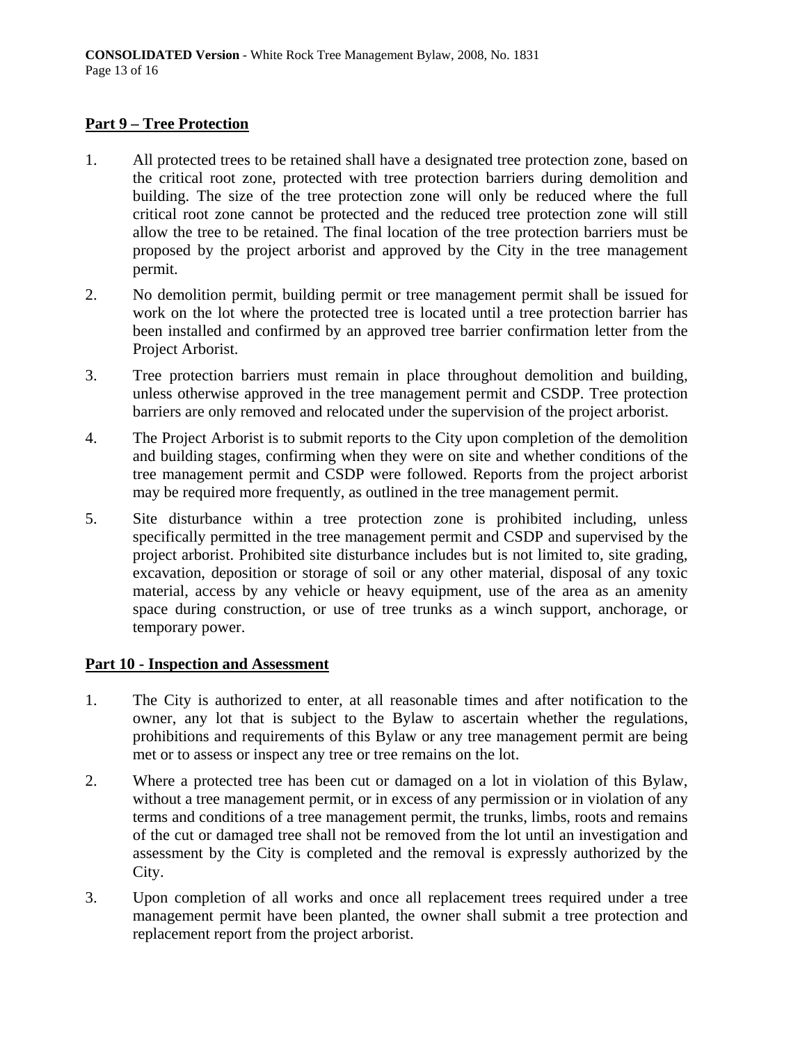## Part 9 – Tree Protection

1. All protected trees to be retained shall have a designated tree protection zone, based on the critical root zone, protected with tree protection barriers during demolition and building. The size of the tree protection zone will only be reduced where the full critical root zone cannot be protected and the reduced tree protection zone will still allow the tree to be retained. The final location of the tree protection barriers must be proposed by the project arborist and approved by the City in the tree management permit.

2. No demolition permit, building permit or tree management permit shall be issued for work on the lot where the protected tree is located until a tree protection barrier has been installed and confirmed by an approved tree barrier confirmation letter from the Project Arborist.

3. Tree protection barriers must remain in place throughout demolition and building, unless otherwise approved in the tree management permit and CSDP. Tree protection barriers are only removed and relocated under the supervision of the project arborist.

4. The Project Arborist is to submit reports to the City upon completion of the demolition and building stages, confirming when they were on site and whether conditions of the tree management permit and CSDP were followed. Reports from the project arborist may be required more frequently, as outlined in the tree management permit.

5. Site disturbance within a tree protection zone is prohibited including, unless specifically permitted in the tree management permit and CSDP and supervised by the project arborist. Prohibited site disturbance includes but is not limited to, site grading, excavation, deposition or storage of soil or any other material, disposal of any toxic material, access by any vehicle or heavy equipment, use of the area as an amenity space during construction, or use of tree trunks as a winch support, anchorage, or temporary power.

## Part 10 - Inspection and Assessment

1. The City is authorized to enter, at all reasonable times and after notification to the owner, any lot that is subject to the Bylaw to ascertain whether the regulations, prohibitions and requirements of this Bylaw or any tree management permit are being met or to assess or inspect any tree or tree remains on the lot.

2. Where a protected tree has been cut or damaged on a lot in violation of this Bylaw, without a tree management permit, or in excess of any permission or in violation of any terms and conditions of a tree management permit, the trunks, limbs, roots and remains of the cut or damaged tree shall not be removed from the lot until an investigation and assessment by the City is completed and the removal is expressly authorized by the City.

3. Upon completion of all works and once all replacement trees required under a tree management permit have been planted, the owner shall submit a tree protection and replacement report from the project arborist.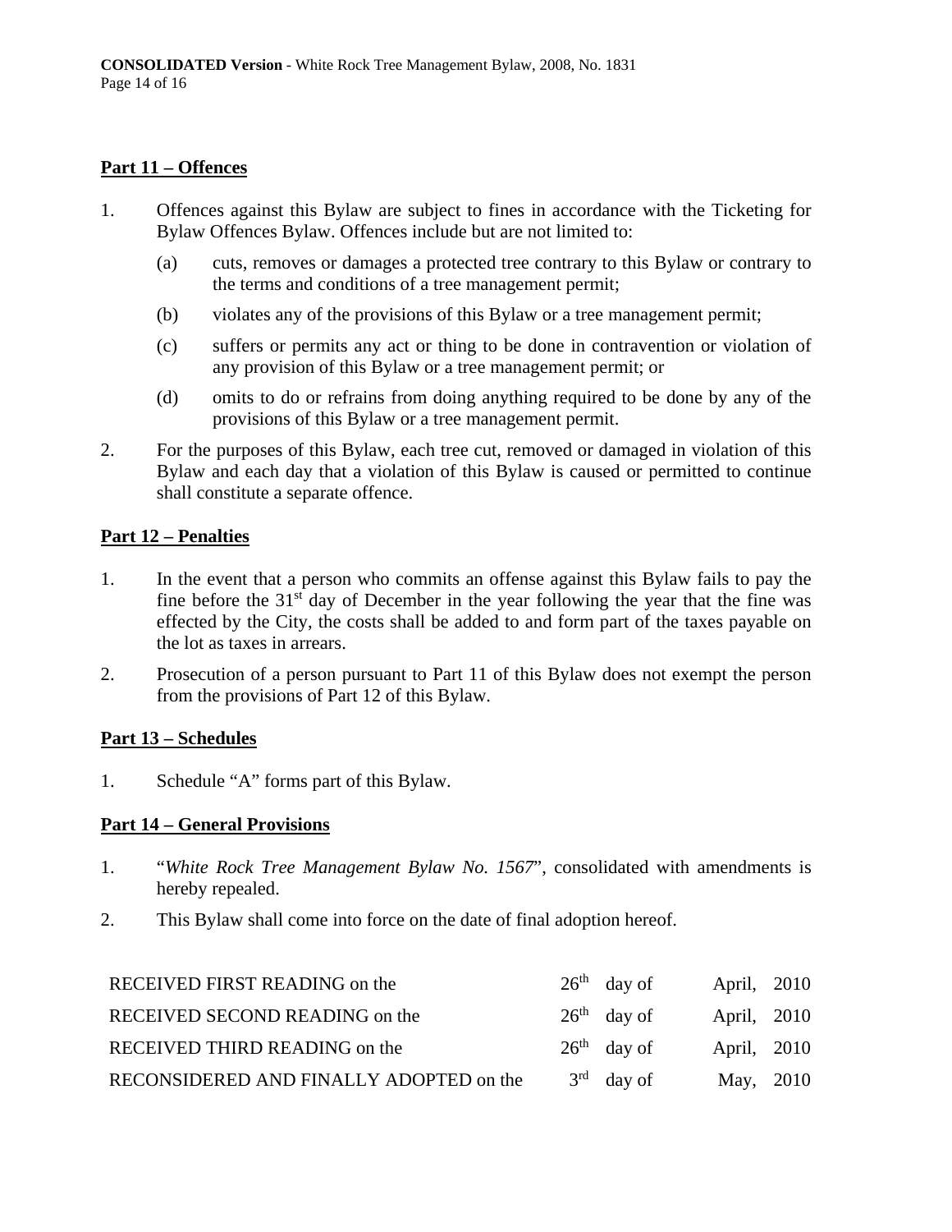## Part 11 – Offences

1. Offences against this Bylaw are subject to fines in accordance with the Ticketing for Bylaw Offences Bylaw. Offences include but are not limited to:

   (a) cuts, removes or damages a protected tree contrary to this Bylaw or contrary to the terms and conditions of a tree management permit;

   (b) violates any of the provisions of this Bylaw or a tree management permit;

   (c) suffers or permits any act or thing to be done in contravention or violation of any provision of this Bylaw or a tree management permit; or

   (d) omits to do or refrains from doing anything required to be done by any of the provisions of this Bylaw or a tree management permit.

2. For the purposes of this Bylaw, each tree cut, removed or damaged in violation of this Bylaw and each day that a violation of this Bylaw is caused or permitted to continue shall constitute a separate offence.

## Part 12 – Penalties

1. In the event that a person who commits an offense against this Bylaw fails to pay the fine before the 31st day of December in the year following the year that the fine was effected by the City, the costs shall be added to and form part of the taxes payable on the lot as taxes in arrears.

2. Prosecution of a person pursuant to Part 11 of this Bylaw does not exempt the person from the provisions of Part 12 of this Bylaw.

## Part 13 – Schedules

1. Schedule "A" forms part of this Bylaw.

## Part 14 – General Provisions

1. "*White Rock Tree Management Bylaw No. 1567*", consolidated with amendments is hereby repealed.

2. This Bylaw shall come into force on the date of final adoption hereof.

| | | | |
|---|---|---|---|
| RECEIVED FIRST READING on the | 26th | day of | April, 2010 |
| RECEIVED SECOND READING on the | 26th | day of | April, 2010 |
| RECEIVED THIRD READING on the | 26th | day of | April, 2010 |
| RECONSIDERED AND FINALLY ADOPTED on the | 3rd | day of | May, 2010 |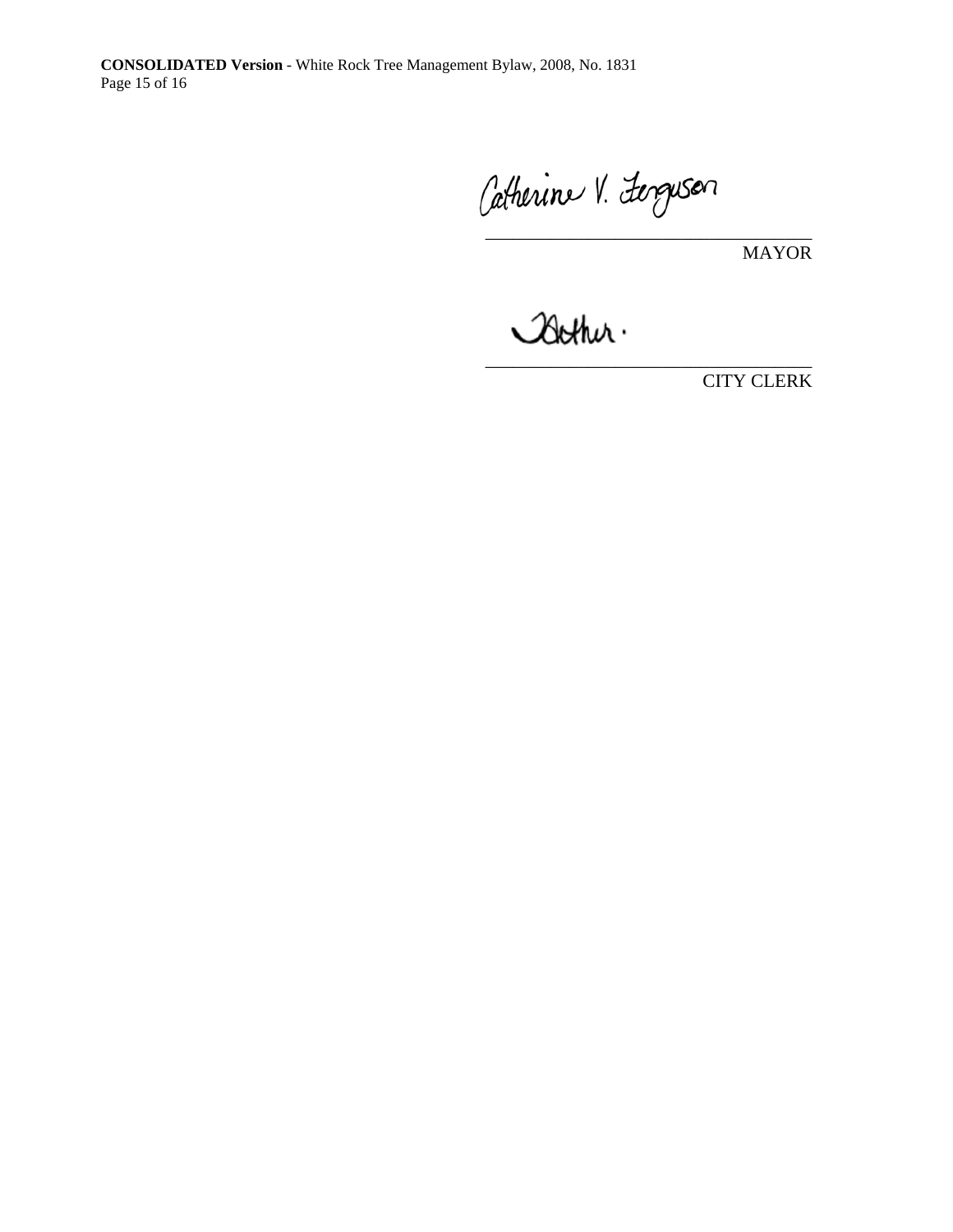Catherine V. Ferguson

\_\_\_\_\_\_\_\_\_\_\_\_\_\_\_\_\_\_\_\_\_\_\_\_\_\_\_\_\_\_\_\_\_\_\_

MAYOR

\_\_\_\_\_\_\_\_\_\_\_\_\_\_\_\_\_\_\_\_\_\_\_\_\_\_\_\_\_\_\_\_\_\_\_

CITY CLERK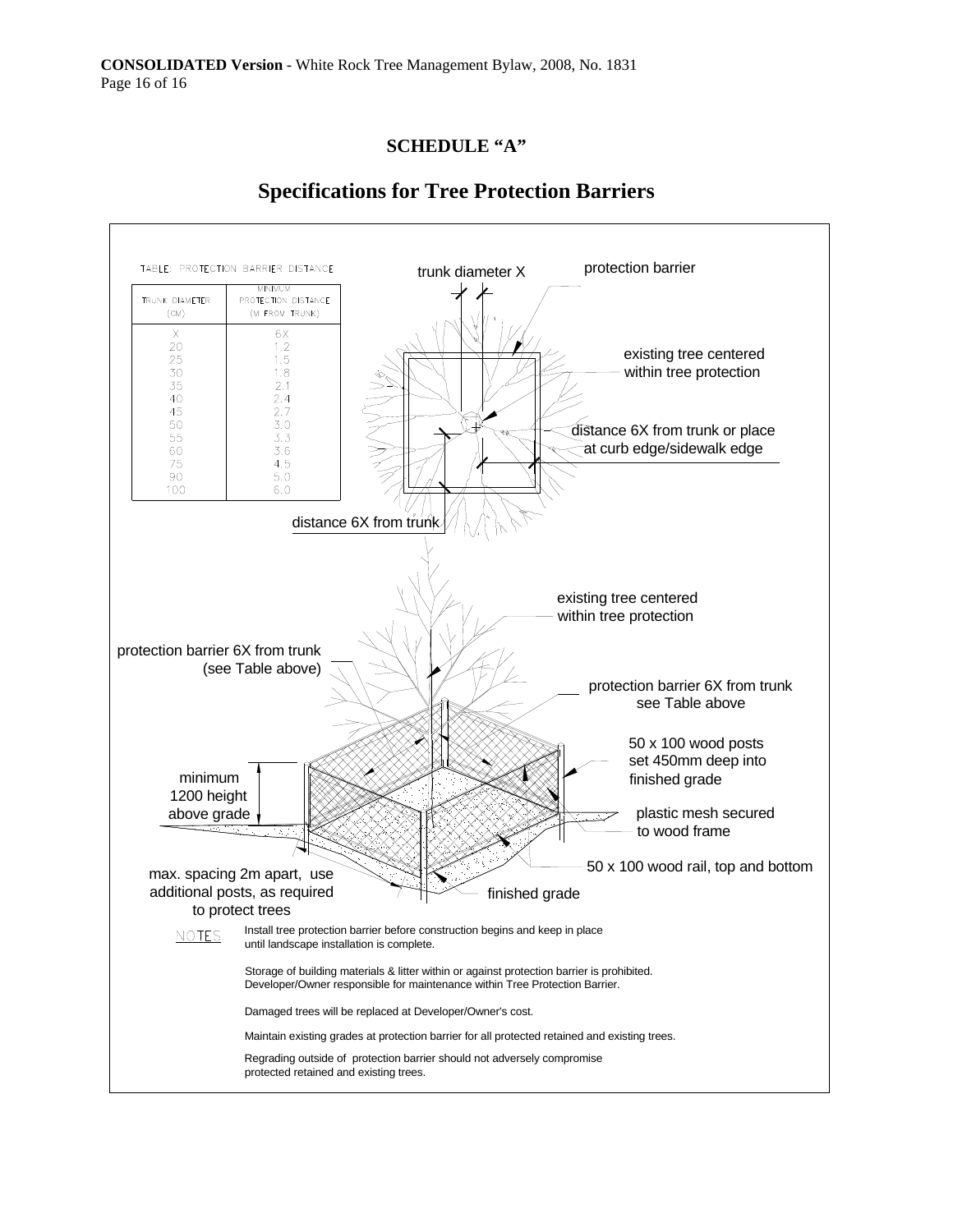# SCHEDULE "A"

## Specifications for Tree Protection Barriers

TABLE: PROTECTION BARRIER DISTANCE

| TRUNK DIAMETER (CM) | MINIMUM PROTECTION DISTANCE (M FROM TRUNK) |
|---|---|
| X | 6X |
| 20 | 1.2 |
| 25 | 1.5 |
| 30 | 1.8 |
| 35 | 2.1 |
| 40 | 2.4 |
| 45 | 2.7 |
| 50 | 3.0 |
| 55 | 3.3 |
| 60 | 3.6 |
| 75 | 4.5 |
| 90 | 5.0 |
| 100 | 6.0 |

trunk diameter X

protection barrier

existing tree centered within tree protection

distance 6X from trunk or place at curb edge/sidewalk edge

distance 6X from trunk

existing tree centered within tree protection

protection barrier 6X from trunk (see Table above)

protection barrier 6X from trunk see Table above

50 x 100 wood posts set 450mm deep into finished grade

minimum 1200 height above grade

plastic mesh secured to wood frame

50 x 100 wood rail, top and bottom

max. spacing 2m apart, use additional posts, as required to protect trees

finished grade

NOTES

Install tree protection barrier before construction begins and keep in place until landscape installation is complete.

Storage of building materials & litter within or against protection barrier is prohibited. Developer/Owner responsible for maintenance within Tree Protection Barrier.

Damaged trees will be replaced at Developer/Owner's cost.

Maintain existing grades at protection barrier for all protected retained and existing trees.

Regrading outside of protection barrier should not adversely compromise protected retained and existing trees.